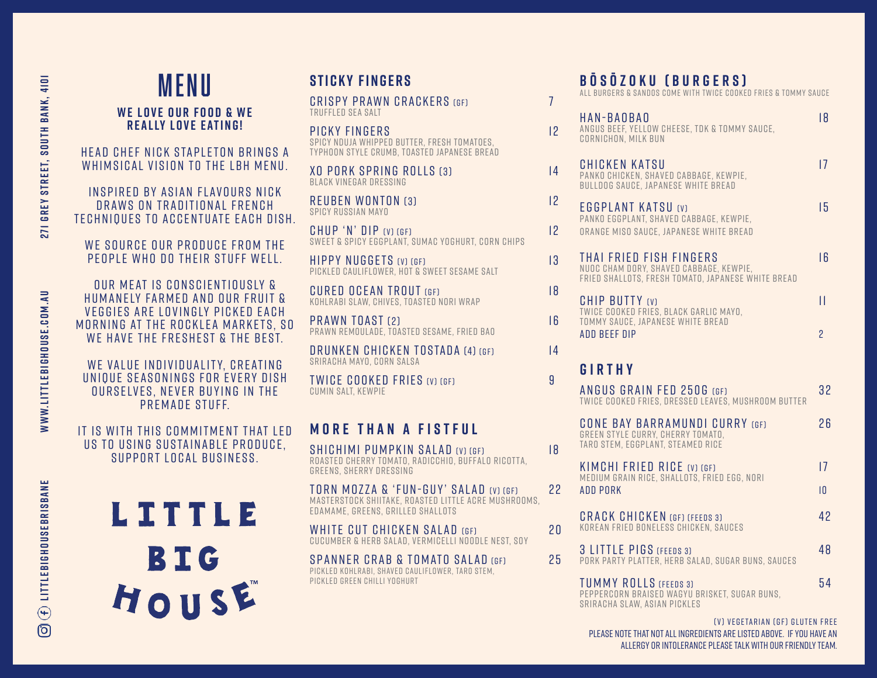# MENU

**WE LOVE OUR FOOD & WE REALLY LOVE EATING!**

HEAD CHEF NICK STAPLETON BRINGS A WHIMSICAL VISION TO THE LBH MENU.

INSPIRED BY ASIAN FLAVOURS NICK DRAWS ON TRADITIONAL FRENCH TECHNIQUES TO ACCENTUATE EACH DISH.

WE SOURCE OUR PRODUCE FROM THE PEOPLE WHO DO THEIR STUFF WELL.

OUR MEAT IS CONSCIENTIOUSLY & HUMANELY FARMED AND OUR FRUIT & VEGGIES ARE LOVINGLY PICKED EACH MORNING AT THE ROCKLEA MARKETS, SO WE HAVE THE FRESHEST & THE BEST.

WE VALUE INDIVIDUALITY, CREATING UNIQUE SEASONINGS FOR EVERY DISH OURSELVES, NEVER BUYING IN THE PREMADE STUFF.

IT IS WITH THIS COMMITMENT THAT LED US TO USING SUSTAINABLE PRODUCE, SUPPORT LOCAL BUSINESS.

LITTLE BIG HOUSE™

271 GREY STREET, SOUTH BANK, 4101

WWW.LITTLEBIGHOUSE.COM.AU

LITTLEBIGHOUSEBRISBANE

## STICKY FINGERS

CRISPY PRAWN CRACKERS (GF) — 7
TRUFFLED SEA SALT

PICKY FINGERS — 12
SPICY NDUJA WHIPPED BUTTER, FRESH TOMATOES, TYPHOON STYLE CRUMB, TOASTED JAPANESE BREAD

XO PORK SPRING ROLLS (3) — 14
BLACK VINEGAR DRESSING

REUBEN WONTON (3) — 12
SPICY RUSSIAN MAYO

CHUP 'N' DIP (V) (GF) — 12
SWEET & SPICY EGGPLANT, SUMAC YOGHURT, CORN CHIPS

HIPPY NUGGETS (V) (GF) — 13
PICKLED CAULIFLOWER, HOT & SWEET SESAME SALT

CURED OCEAN TROUT (GF) — 18
KOHLRABI SLAW, CHIVES, TOASTED NORI WRAP

PRAWN TOAST (2) — 16
PRAWN REMOULADE, TOASTED SESAME, FRIED BAO

DRUNKEN CHICKEN TOSTADA (4) (GF) — 14
SRIRACHA MAYO, CORN SALSA

TWICE COOKED FRIES (V) (GF) — 9
CUMIN SALT, KEWPIE

## MORE THAN A FISTFUL

SHICHIMI PUMPKIN SALAD (V) (GF) — 18
ROASTED CHERRY TOMATO, RADICCHIO, BUFFALO RICOTTA, GREENS, SHERRY DRESSING

TORN MOZZA & 'FUN-GUY' SALAD (V) (GF) — 22
MASTERSTOCK SHIITAKE, ROASTED LITTLE ACRE MUSHROOMS, EDAMAME, GREENS, GRILLED SHALLOTS

WHITE CUT CHICKEN SALAD (GF) — 20
CUCUMBER & HERB SALAD, VERMICELLI NOODLE NEST, SOY

SPANNER CRAB & TOMATO SALAD (GF) — 25
PICKLED KOHLRABI, SHAVED CAULIFLOWER, TARO STEM, PICKLED GREEN CHILLI YOGHURT

## BŌSŌZOKU (BURGERS)

ALL BURGERS & SANDOS COME WITH TWICE COOKED FRIES & TOMMY SAUCE

HAN-BAOBAO — 18
ANGUS BEEF, YELLOW CHEESE, TDK & TOMMY SAUCE, CORNICHON, MILK BUN

CHICKEN KATSU — 17
PANKO CHICKEN, SHAVED CABBAGE, KEWPIE, BULLDOG SAUCE, JAPANESE WHITE BREAD

EGGPLANT KATSU (V) — 15
PANKO EGGPLANT, SHAVED CABBAGE, KEWPIE, ORANGE MISO SAUCE, JAPANESE WHITE BREAD

THAI FRIED FISH FINGERS — 16
NUOC CHAM DORY, SHAVED CABBAGE, KEWPIE, FRIED SHALLOTS, FRESH TOMATO, JAPANESE WHITE BREAD

CHIP BUTTY (V) — 11
TWICE COOKED FRIES, BLACK GARLIC MAYO, TOMMY SAUCE, JAPANESE WHITE BREAD
ADD BEEF DIP — 2

## GIRTHY

ANGUS GRAIN FED 250G (GF) — 32
TWICE COOKED FRIES, DRESSED LEAVES, MUSHROOM BUTTER

CONE BAY BARRAMUNDI CURRY (GF) — 26
GREEN STYLE CURRY, CHERRY TOMATO, TARO STEM, EGGPLANT, STEAMED RICE

KIMCHI FRIED RICE (V) (GF) — 17
MEDIUM GRAIN RICE, SHALLOTS, FRIED EGG, NORI
ADD PORK — 10

CRACK CHICKEN (GF) (FEEDS 3) — 42
KOREAN FRIED BONELESS CHICKEN, SAUCES

3 LITTLE PIGS (FEEDS 3) — 48
PORK PARTY PLATTER, HERB SALAD, SUGAR BUNS, SAUCES

TUMMY ROLLS (FEEDS 3) — 54
PEPPERCORN BRAISED WAGYU BRISKET, SUGAR BUNS, SRIRACHA SLAW, ASIAN PICKLES

(V) VEGETARIAN (GF) GLUTEN FREE

PLEASE NOTE THAT NOT ALL INGREDIENTS ARE LISTED ABOVE. IF YOU HAVE AN ALLERGY OR INTOLERANCE PLEASE TALK WITH OUR FRIENDLY TEAM.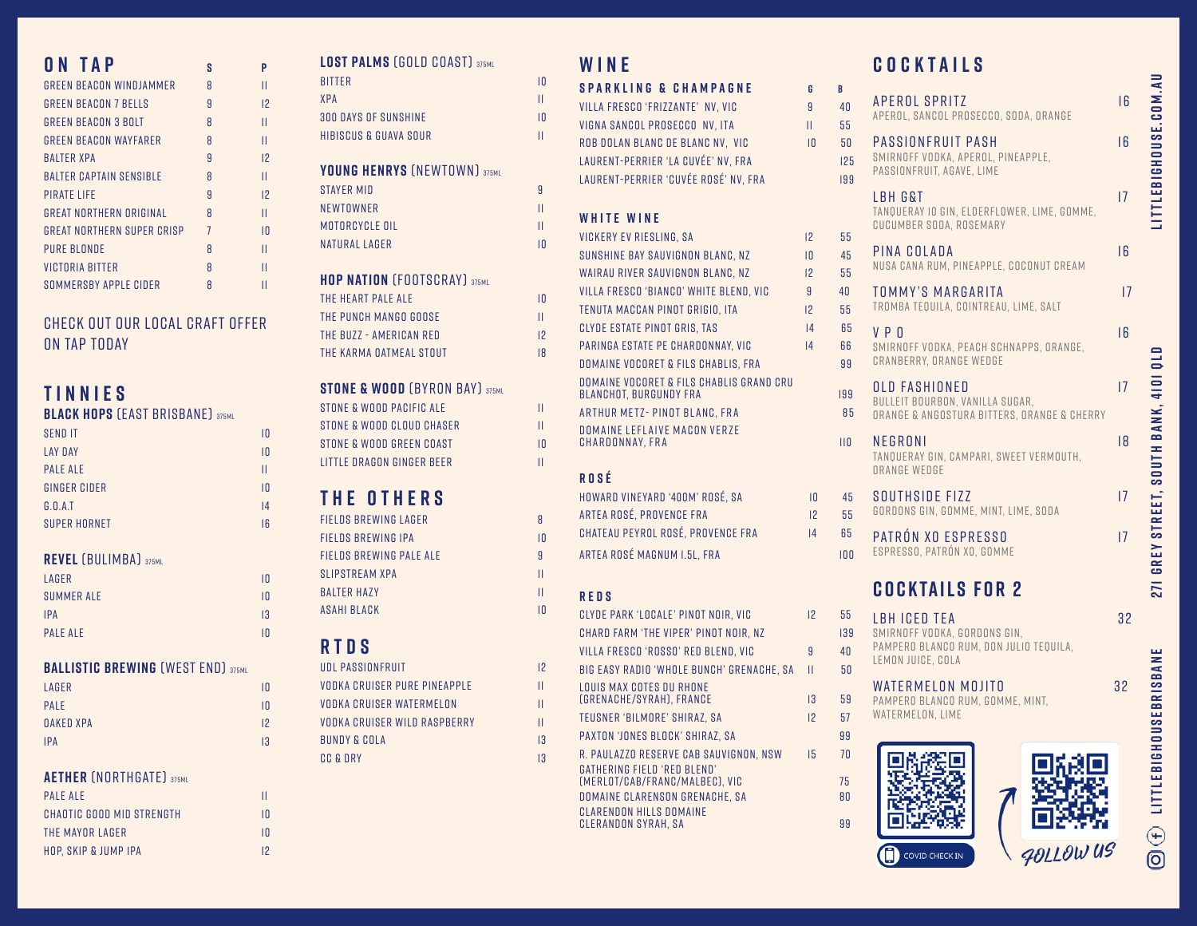## ON TAP

| | S | P |
|---|---|---|
| GREEN BEACON WINDJAMMER | 8 | 11 |
| GREEN BEACON 7 BELLS | 9 | 12 |
| GREEN BEACON 3 BOLT | 8 | 11 |
| GREEN BEACON WAYFARER | 8 | 11 |
| BALTER XPA | 9 | 12 |
| BALTER CAPTAIN SENSIBLE | 8 | 11 |
| PIRATE LIFE | 9 | 12 |
| GREAT NORTHERN ORIGINAL | 8 | 11 |
| GREAT NORTHERN SUPER CRISP | 7 | 10 |
| PURE BLONDE | 8 | 11 |
| VICTORIA BITTER | 8 | 11 |
| SOMMERSBY APPLE CIDER | 8 | 11 |

CHECK OUT OUR LOCAL CRAFT OFFER ON TAP TODAY

## TINNIES

### BLACK HOPS (EAST BRISBANE) 375ML

| | |
|---|---|
| SEND IT | 10 |
| LAY DAY | 10 |
| PALE ALE | 11 |
| GINGER CIDER | 10 |
| G.O.A.T | 14 |
| SUPER HORNET | 16 |

### REVEL (BULIMBA) 375ML

| | |
|---|---|
| LAGER | 10 |
| SUMMER ALE | 10 |
| IPA | 13 |
| PALE ALE | 10 |

### BALLISTIC BREWING (WEST END) 375ML

| | |
|---|---|
| LAGER | 10 |
| PALE | 10 |
| OAKED XPA | 12 |
| IPA | 13 |

### AETHER (NORTHGATE) 375ML

| | |
|---|---|
| PALE ALE | 11 |
| CHAOTIC GOOD MID STRENGTH | 10 |
| THE MAYOR LAGER | 10 |
| HOP, SKIP & JUMP IPA | 12 |

### LOST PALMS (GOLD COAST) 375ML

| | |
|---|---|
| BITTER | 10 |
| XPA | 11 |
| 300 DAYS OF SUNSHINE | 10 |
| HIBISCUS & GUAVA SOUR | 11 |

### YOUNG HENRYS (NEWTOWN) 375ML

| | |
|---|---|
| STAYER MID | 9 |
| NEWTOWNER | 11 |
| MOTORCYCLE OIL | 11 |
| NATURAL LAGER | 10 |

### HOP NATION (FOOTSCRAY) 375ML

| | |
|---|---|
| THE HEART PALE ALE | 10 |
| THE PUNCH MANGO GOOSE | 11 |
| THE BUZZ - AMERICAN RED | 12 |
| THE KARMA OATMEAL STOUT | 18 |

### STONE & WOOD (BYRON BAY) 375ML

| | |
|---|---|
| STONE & WOOD PACIFIC ALE | 11 |
| STONE & WOOD CLOUD CHASER | 11 |
| STONE & WOOD GREEN COAST | 10 |
| LITTLE DRAGON GINGER BEER | 11 |

## THE OTHERS

| | |
|---|---|
| FIELDS BREWING LAGER | 8 |
| FIELDS BREWING IPA | 10 |
| FIELDS BREWING PALE ALE | 9 |
| SLIPSTREAM XPA | 11 |
| BALTER HAZY | 11 |
| ASAHI BLACK | 10 |

## RTDS

| | |
|---|---|
| UDL PASSIONFRUIT | 12 |
| VODKA CRUISER PURE PINEAPPLE | 11 |
| VODKA CRUISER WATERMELON | 11 |
| VODKA CRUISER WILD RASPBERRY | 11 |
| BUNDY & COLA | 13 |
| CC & DRY | 13 |

## WINE

### SPARKLING & CHAMPAGNE

| | G | B |
|---|---|---|
| VILLA FRESCO 'FRIZZANTE' NV, VIC | 9 | 40 |
| VIGNA SANCOL PROSECCO NV, ITA | 11 | 55 |
| ROB DOLAN BLANC DE BLANC NV, VIC | 10 | 50 |
| LAURENT-PERRIER 'LA CUVÉE' NV, FRA | | 125 |
| LAURENT-PERRIER 'CUVÉE ROSÉ' NV, FRA | | 199 |

### WHITE WINE

| | G | B |
|---|---|---|
| VICKERY EV RIESLING, SA | 12 | 55 |
| SUNSHINE BAY SAUVIGNON BLANC, NZ | 10 | 45 |
| WAIRAU RIVER SAUVIGNON BLANC, NZ | 12 | 55 |
| VILLA FRESCO 'BIANCO' WHITE BLEND, VIC | 9 | 40 |
| TENUTA MACCAN PINOT GRIGIO, ITA | 12 | 55 |
| CLYDE ESTATE PINOT GRIS, TAS | 14 | 65 |
| PARINGA ESTATE PE CHARDONNAY, VIC | 14 | 66 |
| DOMAINE VOCORET & FILS CHABLIS, FRA | | 99 |
| DOMAINE VOCORET & FILS CHABLIS GRAND CRU BLANCHOT, BURGUNDY FRA | | 199 |
| ARTHUR METZ- PINOT BLANC, FRA | | 85 |
| DOMAINE LEFLAIVE MACON VERZE CHARDONNAY, FRA | | 110 |

### ROSÉ

| | G | B |
|---|---|---|
| HOWARD VINEYARD '400M' ROSÉ, SA | 10 | 45 |
| ARTEA ROSÉ, PROVENCE FRA | 12 | 55 |
| CHATEAU PEYROL ROSÉ, PROVENCE FRA | 14 | 65 |
| ARTEA ROSÉ MAGNUM 1.5L, FRA | | 100 |

### REDS

| | G | B |
|---|---|---|
| CLYDE PARK 'LOCALE' PINOT NOIR, VIC | 12 | 55 |
| CHARD FARM 'THE VIPER' PINOT NOIR, NZ | | 139 |
| VILLA FRESCO 'ROSSO' RED BLEND, VIC | 9 | 40 |
| BIG EASY RADIO 'WHOLE BUNCH' GRENACHE, SA | 11 | 50 |
| LOUIS MAX COTES DU RHONE (GRENACHE/SYRAH), FRANCE | 13 | 59 |
| TEUSNER 'BILMORE' SHIRAZ, SA | 12 | 57 |
| PAXTON 'JONES BLOCK' SHIRAZ, SA | | 99 |
| R. PAULAZZO RESERVE CAB SAUVIGNON, NSW | 15 | 70 |
| GATHERING FIELD 'RED BLEND' (MERLOT/CAB/FRANC/MALBEC), VIC | | 75 |
| DOMAINE CLARENSON GRENACHE, SA | | 80 |
| CLARENDON HILLS DOMAINE CLERANDON SYRAH, SA | | 99 |

## COCKTAILS

**APEROL SPRITZ** 16
APEROL, SANCOL PROSECCO, SODA, ORANGE

**PASSIONFRUIT PASH** 16
SMIRNOFF VODKA, APEROL, PINEAPPLE, PASSIONFRUIT, AGAVE, LIME

**LBH G&T** 17
TANQUERAY 10 GIN, ELDERFLOWER, LIME, GOMME, CUCUMBER SODA, ROSEMARY

**PINA COLADA** 16
NUSA CANA RUM, PINEAPPLE, COCONUT CREAM

**TOMMY'S MARGARITA** 17
TROMBA TEQUILA, COINTREAU, LIME, SALT

**V P O** 16
SMIRNOFF VODKA, PEACH SCHNAPPS, ORANGE, CRANBERRY, ORANGE WEDGE

**OLD FASHIONED** 17
BULLEIT BOURBON, VANILLA SUGAR, ORANGE & ANGOSTURA BITTERS, ORANGE & CHERRY

**NEGRONI** 18
TANQUERAY GIN, CAMPARI, SWEET VERMOUTH, ORANGE WEDGE

**SOUTHSIDE FIZZ** 17
GORDONS GIN, GOMME, MINT, LIME, SODA

**PATRÓN XO ESPRESSO** 17
ESPRESSO, PATRÓN XO, GOMME

## COCKTAILS FOR 2

**LBH ICED TEA** 32
SMIRNOFF VODKA, GORDONS GIN, PAMPERO BLANCO RUM, DON JULIO TEQUILA, LEMON JUICE, COLA

**WATERMELON MOJITO** 32
PAMPERO BLANCO RUM, GOMME, MINT, WATERMELON, LIME

COVID CHECK IN

FOLLOW US

LITTLEBIGHOUSE.COM.AU

271 GREY STREET, SOUTH BANK, 4101 QLD

LITTLEBIGHOUSEBRISBANE